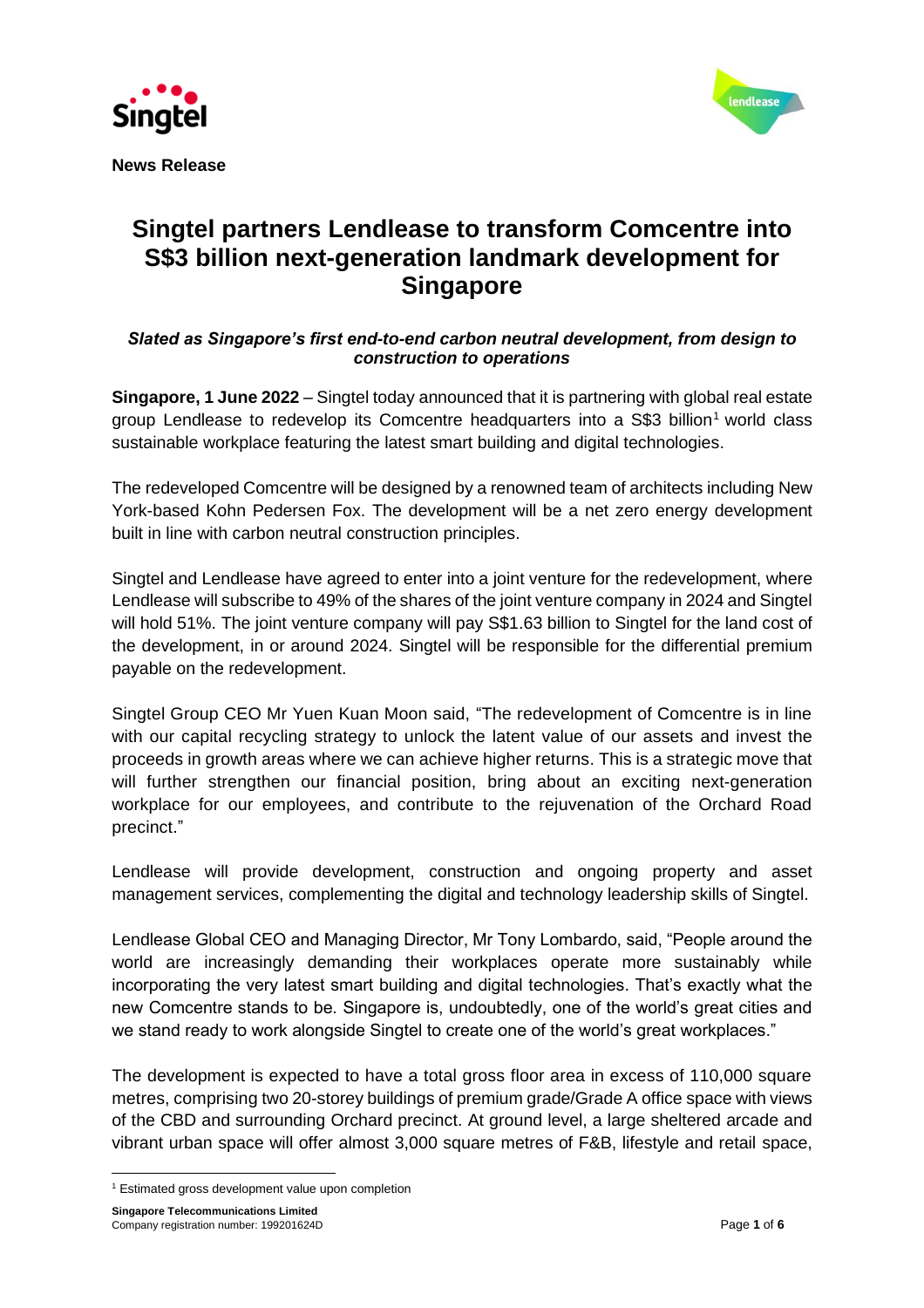**News Release**

# Singtel partners Lendlease to transform Comcentre into S$3 billion next-generation landmark development for Singapore

***Slated as Singapore's first end-to-end carbon neutral development, from design to construction to operations***

**Singapore, 1 June 2022** – Singtel today announced that it is partnering with global real estate group Lendlease to redevelop its Comcentre headquarters into a S$3 billion[1] world class sustainable workplace featuring the latest smart building and digital technologies.

The redeveloped Comcentre will be designed by a renowned team of architects including New York-based Kohn Pedersen Fox. The development will be a net zero energy development built in line with carbon neutral construction principles.

Singtel and Lendlease have agreed to enter into a joint venture for the redevelopment, where Lendlease will subscribe to 49% of the shares of the joint venture company in 2024 and Singtel will hold 51%. The joint venture company will pay S$1.63 billion to Singtel for the land cost of the development, in or around 2024. Singtel will be responsible for the differential premium payable on the redevelopment.

Singtel Group CEO Mr Yuen Kuan Moon said, "The redevelopment of Comcentre is in line with our capital recycling strategy to unlock the latent value of our assets and invest the proceeds in growth areas where we can achieve higher returns. This is a strategic move that will further strengthen our financial position, bring about an exciting next-generation workplace for our employees, and contribute to the rejuvenation of the Orchard Road precinct."

Lendlease will provide development, construction and ongoing property and asset management services, complementing the digital and technology leadership skills of Singtel.

Lendlease Global CEO and Managing Director, Mr Tony Lombardo, said, "People around the world are increasingly demanding their workplaces operate more sustainably while incorporating the very latest smart building and digital technologies. That's exactly what the new Comcentre stands to be. Singapore is, undoubtedly, one of the world's great cities and we stand ready to work alongside Singtel to create one of the world's great workplaces."

The development is expected to have a total gross floor area in excess of 110,000 square metres, comprising two 20-storey buildings of premium grade/Grade A office space with views of the CBD and surrounding Orchard precinct. At ground level, a large sheltered arcade and vibrant urban space will offer almost 3,000 square metres of F&B, lifestyle and retail space,

[1] Estimated gross development value upon completion

**Singapore Telecommunications Limited**
Company registration number: 199201624D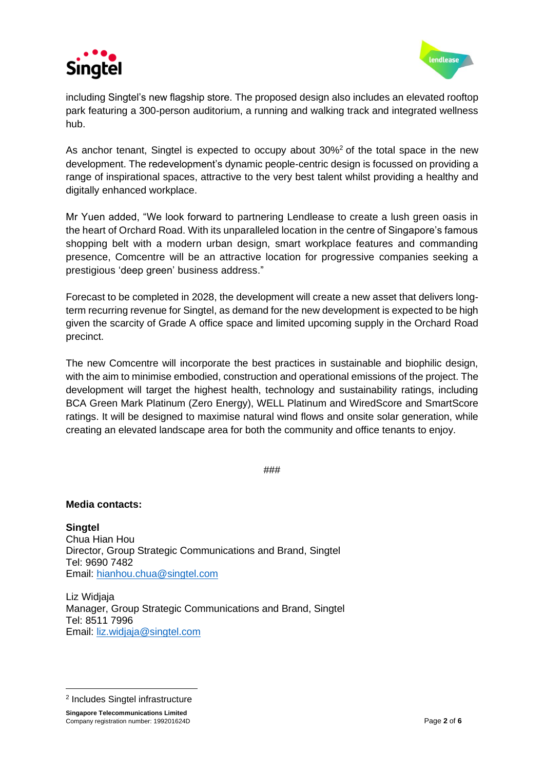including Singtel's new flagship store. The proposed design also includes an elevated rooftop park featuring a 300-person auditorium, a running and walking track and integrated wellness hub.

As anchor tenant, Singtel is expected to occupy about 30%[2] of the total space in the new development. The redevelopment's dynamic people-centric design is focussed on providing a range of inspirational spaces, attractive to the very best talent whilst providing a healthy and digitally enhanced workplace.

Mr Yuen added, "We look forward to partnering Lendlease to create a lush green oasis in the heart of Orchard Road. With its unparalleled location in the centre of Singapore's famous shopping belt with a modern urban design, smart workplace features and commanding presence, Comcentre will be an attractive location for progressive companies seeking a prestigious 'deep green' business address."

Forecast to be completed in 2028, the development will create a new asset that delivers long-term recurring revenue for Singtel, as demand for the new development is expected to be high given the scarcity of Grade A office space and limited upcoming supply in the Orchard Road precinct.

The new Comcentre will incorporate the best practices in sustainable and biophilic design, with the aim to minimise embodied, construction and operational emissions of the project. The development will target the highest health, technology and sustainability ratings, including BCA Green Mark Platinum (Zero Energy), WELL Platinum and WiredScore and SmartScore ratings. It will be designed to maximise natural wind flows and onsite solar generation, while creating an elevated landscape area for both the community and office tenants to enjoy.

###

**Media contacts:**

**Singtel**
Chua Hian Hou
Director, Group Strategic Communications and Brand, Singtel
Tel: 9690 7482
Email: hianhou.chua@singtel.com

Liz Widjaja
Manager, Group Strategic Communications and Brand, Singtel
Tel: 8511 7996
Email: liz.widjaja@singtel.com

[2] Includes Singtel infrastructure

**Singapore Telecommunications Limited**
Company registration number: 199201624D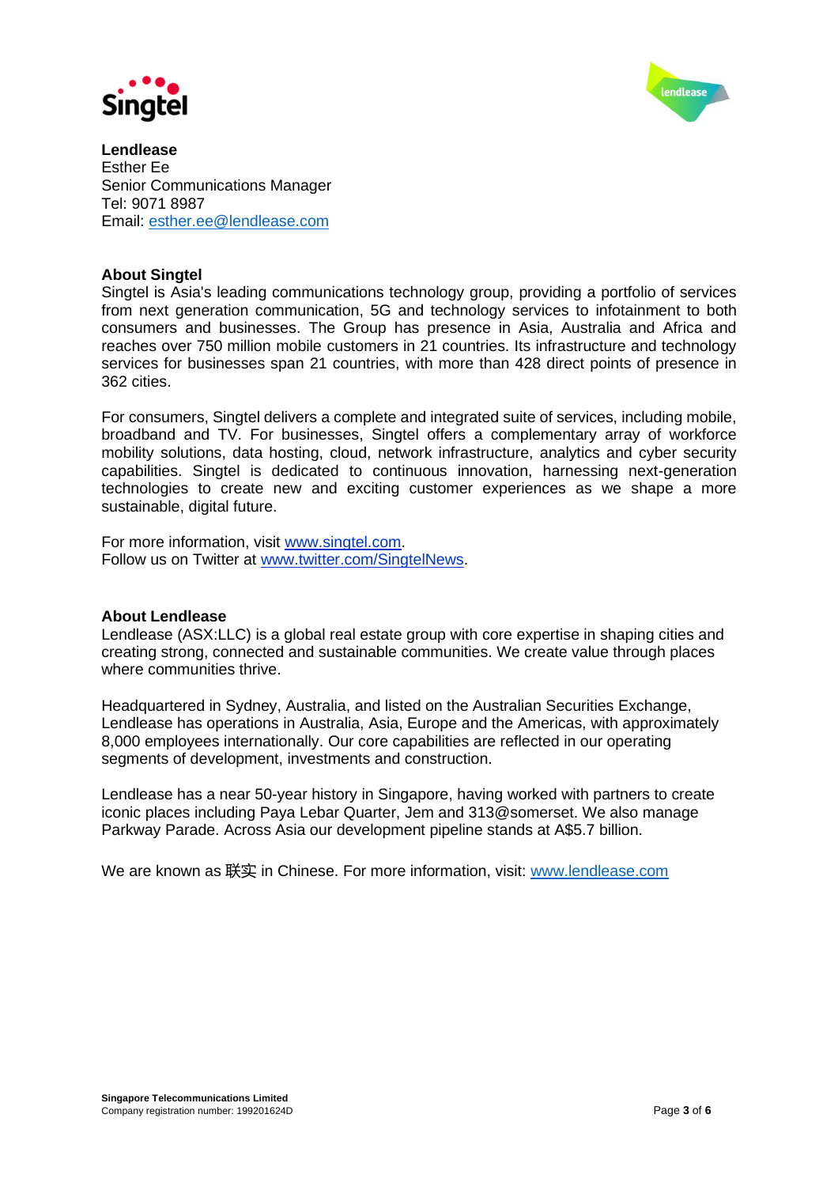**Lendlease**
Esther Ee
Senior Communications Manager
Tel: 9071 8987
Email: [esther.ee@lendlease.com](mailto:esther.ee@lendlease.com)

**About Singtel**

Singtel is Asia's leading communications technology group, providing a portfolio of services from next generation communication, 5G and technology services to infotainment to both consumers and businesses. The Group has presence in Asia, Australia and Africa and reaches over 750 million mobile customers in 21 countries. Its infrastructure and technology services for businesses span 21 countries, with more than 428 direct points of presence in 362 cities.

For consumers, Singtel delivers a complete and integrated suite of services, including mobile, broadband and TV. For businesses, Singtel offers a complementary array of workforce mobility solutions, data hosting, cloud, network infrastructure, analytics and cyber security capabilities. Singtel is dedicated to continuous innovation, harnessing next-generation technologies to create new and exciting customer experiences as we shape a more sustainable, digital future.

For more information, visit [www.singtel.com](http://www.singtel.com).
Follow us on Twitter at [www.twitter.com/SingtelNews](http://www.twitter.com/SingtelNews).

**About Lendlease**

Lendlease (ASX:LLC) is a global real estate group with core expertise in shaping cities and creating strong, connected and sustainable communities. We create value through places where communities thrive.

Headquartered in Sydney, Australia, and listed on the Australian Securities Exchange, Lendlease has operations in Australia, Asia, Europe and the Americas, with approximately 8,000 employees internationally. Our core capabilities are reflected in our operating segments of development, investments and construction.

Lendlease has a near 50-year history in Singapore, having worked with partners to create iconic places including Paya Lebar Quarter, Jem and 313@somerset. We also manage Parkway Parade. Across Asia our development pipeline stands at A$5.7 billion.

We are known as 联实 in Chinese. For more information, visit: [www.lendlease.com](http://www.lendlease.com)

**Singapore Telecommunications Limited**
Company registration number: 199201624D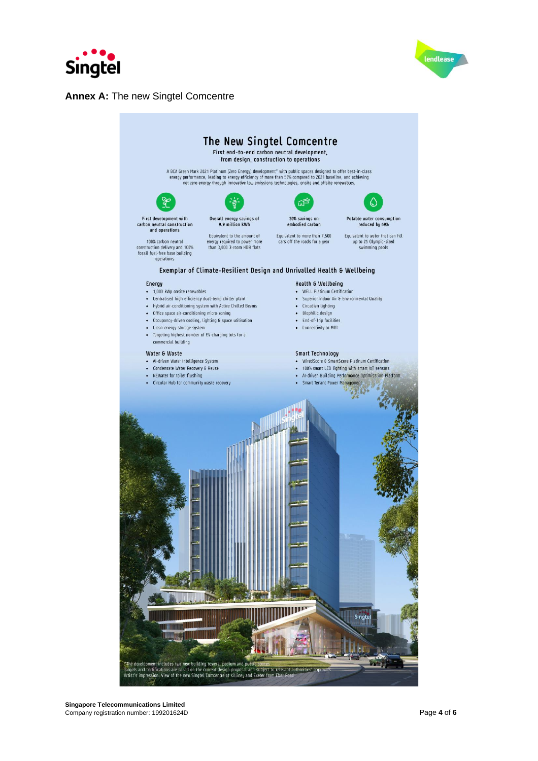**Annex A:** The new Singtel Comcentre

# The New Singtel Comcentre

First end-to-end carbon neutral development, from design, construction to operations

A BCA Green Mark 2021 Platinum (Zero Energy) development* with public spaces designed to offer best-in-class energy performance, leading to energy efficiency of more than 50% compared to 2021 baseline, and achieving net zero energy through innovative low emissions technologies, onsite and offsite renewables.

**First development with carbon neutral construction and operations**

100% carbon neutral construction delivery and 100% fossil fuel-free base building operations

**Overall energy savings of 9.9 million kWh**

Equivalent to the amount of energy required to power more than 3,000 3-room HDB flats

**30% savings on embodied carbon**

Equivalent to more than 7,500 cars off the roads for a year

**Potable water consumption reduced by 69%**

Equivalent to water that can fill up to 25 Olympic-sized swimming pools

## Exemplar of Climate-Resilient Design and Unrivalled Health & Wellbeing

### Energy

- 1,000 kWp onsite renewables
- Centralised high efficiency dual-temp chiller plant
- Hybrid air-conditioning system with Active Chilled Beams
- Office space air-conditioning micro-zoning
- Occupancy-driven cooling, lighting & space utilisation
- Clean energy storage system
- Targeting highest number of EV charging lots for a commercial building

### Water & Waste

- AI-driven Water Intelligence System
- Condensate Water Recovery & Reuse
- NEWater for toilet flushing
- Circular Hub for community waste recovery

### Health & Wellbeing

- WELL Platinum Certification
- Superior Indoor Air & Environmental Quality
- Circadian lighting
- Biophilic design
- End-of-Trip facilities
- Connectivity to MRT

### Smart Technology

- WiredScore & SmartScore Platinum Certification
- 100% smart LED lighting with smart IoT sensors
- AI-driven Building Performance Optimisation Platform
- Smart Tenant Power Management

*The development includes two new building towers, podium and public spaces
Targets and certifications are based on the current design proposal and subject to relevant authorities' approvals
Artist's impression: View of the new Singtel Comcentre at Killiney and Exeter from Eber Road

**Singapore Telecommunications Limited**
Company registration number: 199201624D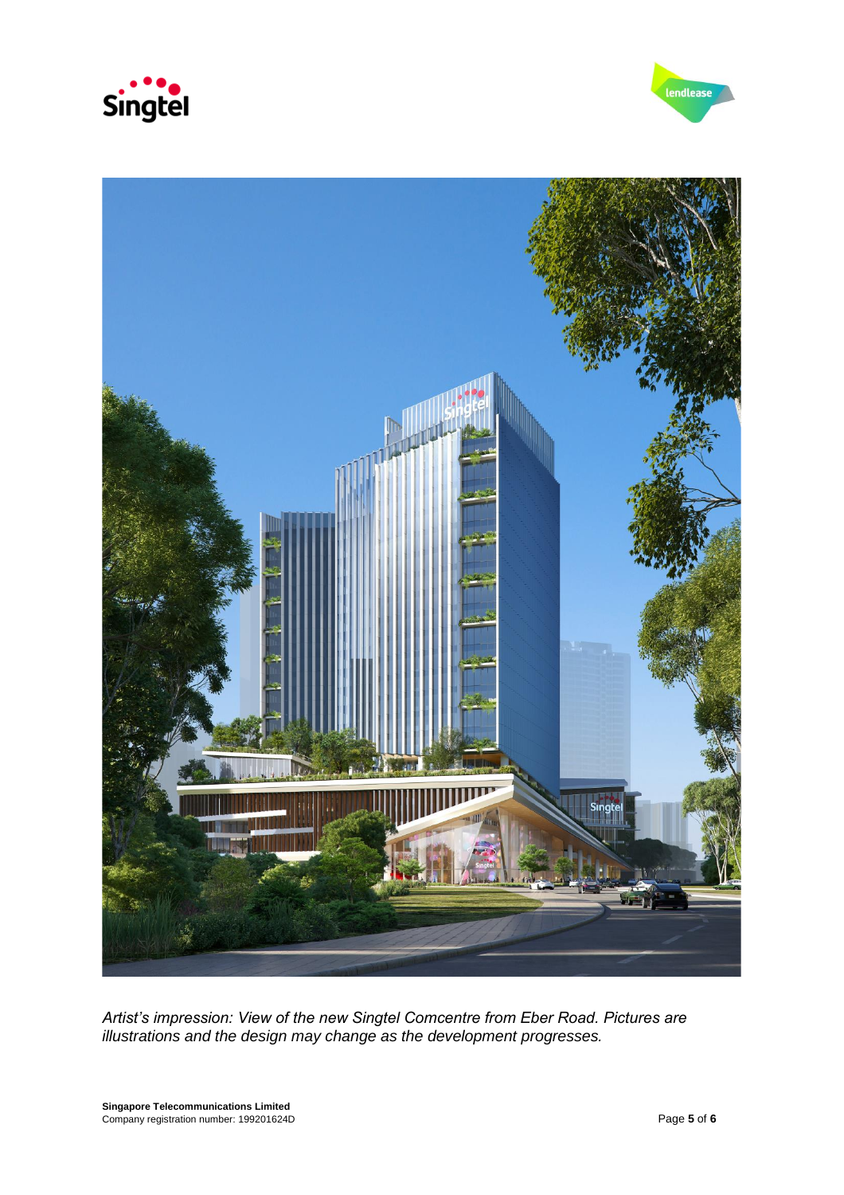*Artist's impression: View of the new Singtel Comcentre from Eber Road. Pictures are illustrations and the design may change as the development progresses.*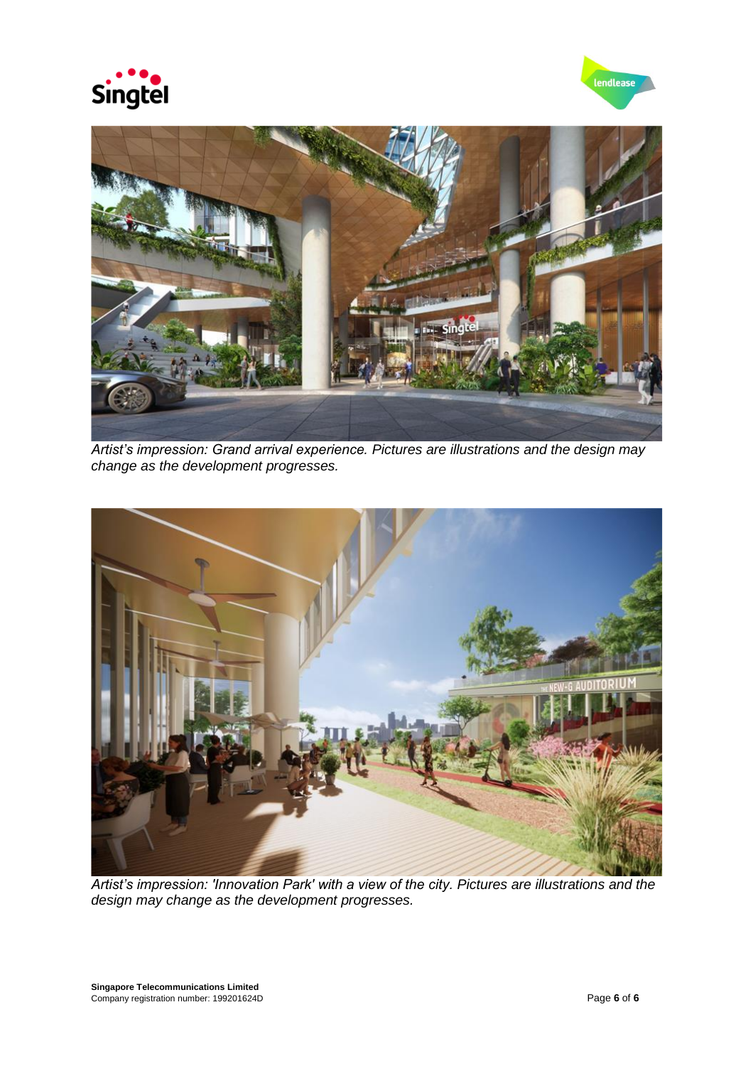*Artist's impression: Grand arrival experience. Pictures are illustrations and the design may change as the development progresses.*

*Artist's impression: 'Innovation Park' with a view of the city. Pictures are illustrations and the design may change as the development progresses.*

**Singapore Telecommunications Limited**
Company registration number: 199201624D